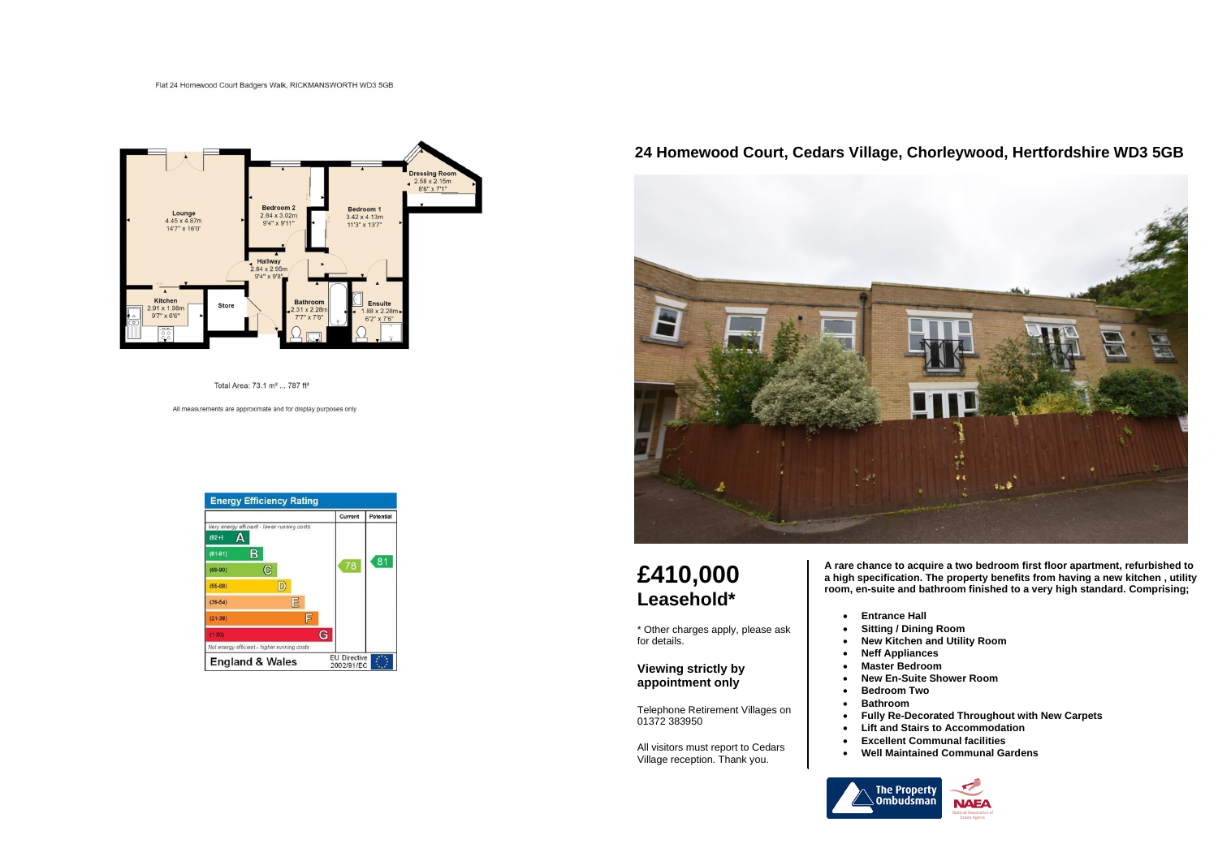Flat 24 Homewood Court Badgers Walk, RICKMANSWORTH WD3 5GB

Lounge
4.45 x 4.87m
14'7" x 16'0"

Bedroom 2
2.84 x 3.02m
9'4" x 9'11"

Bedroom 1
3.42 x 4.13m
11'3" x 13'7"

Dressing Room
2.58 x 2.15m
8'6" x 7'1"

Hallway
2.84 x 2.95m
9'4" x 9'8"

Kitchen
2.91 x 1.98m
9'7" x 6'6"

Store

Bathroom
2.31 x 2.28m
7'7" x 7'6"

Ensuite
1.88 x 2.28m
6'2" x 7'6"

Total Area: 73.1 m² ... 787 ft²

All measurements are approximate and for display purposes only

**Energy Efficiency Rating**

| | Current | Potential |
|---|---|---|
| *Very energy efficient - lower running costs* | | |
| (92+) A | | |
| (81-91) B | | 81 |
| (69-80) C | 78 | |
| (55-68) D | | |
| (39-54) E | | |
| (21-38) F | | |
| (1-20) G | | |
| *Not energy efficient - higher running costs* | | |
| England & Wales | EU Directive 2002/91/EC | |

## 24 Homewood Court, Cedars Village, Chorleywood, Hertfordshire WD3 5GB

# £410,000
## Leasehold*

\* Other charges apply, please ask for details.

### Viewing strictly by appointment only

Telephone Retirement Villages on 01372 383950

All visitors must report to Cedars Village reception. Thank you.

**A rare chance to acquire a two bedroom first floor apartment, refurbished to a high specification. The property benefits from having a new kitchen , utility room, en-suite and bathroom finished to a very high standard. Comprising;**

- **Entrance Hall**
- **Sitting / Dining Room**
- **New Kitchen and Utility Room**
- **Neff Appliances**
- **Master Bedroom**
- **New En-Suite Shower Room**
- **Bedroom Two**
- **Bathroom**
- **Fully Re-Decorated Throughout with New Carpets**
- **Lift and Stairs to Accommodation**
- **Excellent Communal facilities**
- **Well Maintained Communal Gardens**

The Property Ombudsman

NAEA National Association of Estate Agents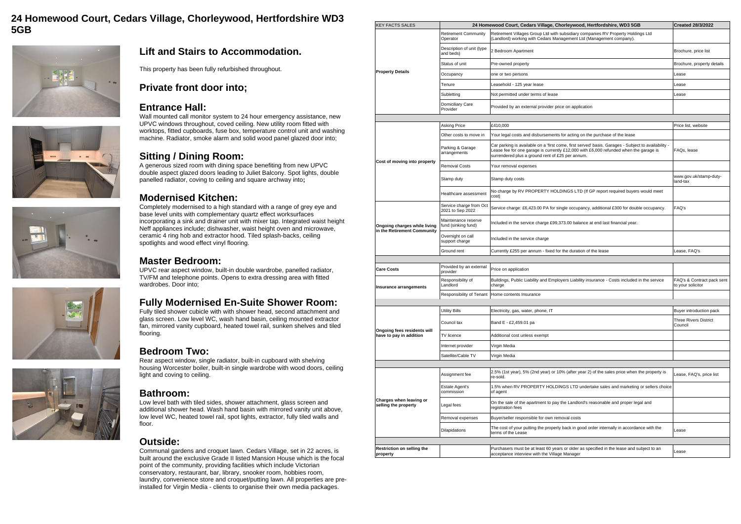# 24 Homewood Court, Cedars Village, Chorleywood, Hertfordshire WD3 5GB

## Lift and Stairs to Accommodation.

This property has been fully refurbished throughout.

## Private front door into;

## Entrance Hall:

Wall mounted call monitor system to 24 hour emergency assistance, new UPVC windows throughout, coved ceiling. New utility room fitted with worktops, fitted cupboards, fuse box, temperature control unit and washing machine. Radiator, smoke alarm and solid wood panel glazed door into;

## Sitting / Dining Room:

A generous sized room with dining space benefiting from new UPVC double aspect glazed doors leading to Juliet Balcony. Spot lights, double panelled radiator, coving to ceiling and square archway into;

## Modernised Kitchen:

Completely modernised to a high standard with a range of grey eye and base level units with complementary quartz effect worksurfaces incorporating a sink and drainer unit with mixer tap. Integrated waist height Neff appliances include; dishwasher, waist height oven and microwave, ceramic 4 ring hob and extractor hood. Tiled splash-backs, ceiling spotlights and wood effect vinyl flooring.

## Master Bedroom:

UPVC rear aspect window, built-in double wardrobe, panelled radiator, TV/FM and telephone points. Opens to extra dressing area with fitted wardrobes. Door into;

## Fully Modernised En-Suite Shower Room:

Fully tiled shower cubicle with shower head, second attachment and glass screen. Low level WC, wash hand basin, ceiling mounted extractor fan, mirrored vanity cupboard, heated towel rail, sunken shelves and tiled flooring.

## Bedroom Two:

Rear aspect window, single radiator, built-in cupboard with shelving housing Worcester boiler, built-in single wardrobe with wood doors, ceiling light and coving to ceiling.

## Bathroom:

Low level bath with tiled sides, shower attachment, glass screen and additional shower head. Wash hand basin with mirrored vanity unit above, low level WC, heated towel rail, spot lights, extractor, fully tiled walls and floor.

## Outside:

Communal gardens and croquet lawn. Cedars Village, set in 22 acres, is built around the exclusive Grade II listed Mansion House which is the focal point of the community, providing facilities which include Victorian conservatory, restaurant, bar, library, snooker room, hobbies room, laundry, convenience store and croquet/putting lawn. All properties are pre-installed for Virgin Media - clients to organise their own media packages.

| KEY FACTS SALES | | 24 Homewood Court, Cedars Village, Chorleywood, Hertfordshire, WD3 5GB | Created 28/3/2022 |
|---|---|---|---|
| Property Details | Retirement Community Operator | Retirement Villages Group Ltd with subsidiary companies RV Property Holdings Ltd (Landlord) working with Cedars Management Ltd (Management company). | |
| | Description of unit (type and beds) | 2 Bedroom Apartment | Brochure, price list |
| | Status of unit | Pre-owned property | Brochure, property details |
| | Occupancy | one or two persons | Lease |
| | Tenure | Leasehold - 125 year lease | Lease |
| | Subletting | Not permitted under terms of lease | Lease |
| | Domiciliary Care Provider | Provided by an external provider price on application | |
| | | | |
| Cost of moving into property | Asking Price | £410,000 | Price list, website |
| | Other costs to move in | Your legal costs and disbursements for acting on the purchase of the lease | |
| | Parking & Garage arrangements | Car parking is available on a 'first come, first served' basis. Garages - Subject to availability - Lease fee for one garage is currently £12,000 with £6,000 refunded when the garage is surrendered plus a ground rent of £25 per annum. | FAQs, lease |
| | Removal Costs | Your removal expenses | |
| | Stamp duty | Stamp duty costs | www.gov.uk/stamp-duty-land-tax |
| | Healthcare assessment | No charge by RV PROPERTY HOLDINGS LTD (If GP report required buyers would meet cost) | |
| Ongoing charges while living in the Retirement Community | Service charge from Oct 2021 to Sep 2022 | Service charge: £6,423.00 PA for single occupancy, additional £300 for double occupancy. | FAQ's |
| | Maintenance reserve fund (sinking fund) | Included in the service charge £99,373.00 balance at end last financial year. | |
| | Overnight on call support charge | Included in the service charge | |
| | Ground rent | Currently £255 per annum - fixed for the duration of the lease | Lease, FAQ's |
| | | | |
| Care Costs | Provided by an external provider | Price on application | |
| Insurance arrangements | Responsibility of Landlord | Buildings, Public Liability and Employers Liability insurance - Costs included in the service charge | FAQ's & Contract pack sent to your solicitor |
| | Responsibility of Tenant | Home contents Insurance | |
| | | | |
| Ongoing fees residents will have to pay in addition | Utility Bills | Electricity, gas, water, phone, IT | Buyer introduction pack |
| | Council tax | Band E - £2,459.01 pa | Three Rivers District Council |
| | TV licence | Additional cost unless exempt | |
| | Internet provider | Virgin Media | |
| | Satellite/Cable TV | Virgin Media | |
| | | | |
| Charges when leaving or selling the property | Assignment fee | 2.5% (1st year), 5% (2nd year) or 10% (after year 2) of the sales price when the property is re-sold. | Lease, FAQ's, price list |
| | Estate Agent's commission | 1.5% when RV PROPERTY HOLDINGS LTD undertake sales and marketing or sellers choice of agent | |
| | Legal fees | On the sale of the apartment to pay the Landlord's reasonable and proper legal and registration fees | |
| | Removal expenses | Buyer/seller responsible for own removal costs | |
| | Dilapidations | The cost of your putting the property back in good order internally in accordance with the terms of the Lease | Lease |
| | | | |
| Restriction on selling the property | | Purchasers must be at least 60 years or older as specified in the lease and subject to an acceptance interview with the Village Manager | Lease |